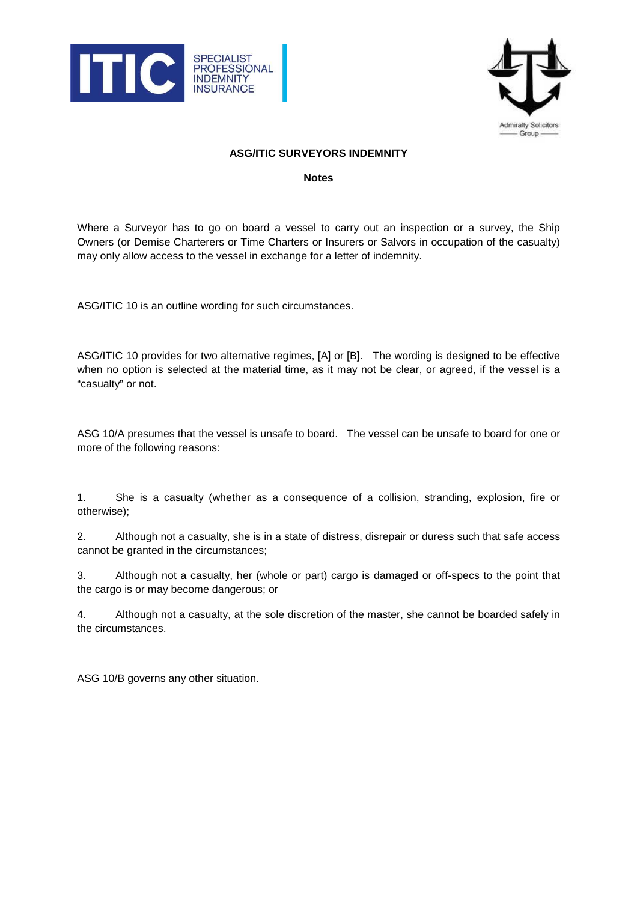**ASG/ITIC SURVEYORS INDEMNITY**

**Notes**

Where a Surveyor has to go on board a vessel to carry out an inspection or a survey, the Ship Owners (or Demise Charterers or Time Charters or Insurers or Salvors in occupation of the casualty) may only allow access to the vessel in exchange for a letter of indemnity.

ASG/ITIC 10 is an outline wording for such circumstances.

ASG/ITIC 10 provides for two alternative regimes, [A] or [B]. The wording is designed to be effective when no option is selected at the material time, as it may not be clear, or agreed, if the vessel is a "casualty" or not.

ASG 10/A presumes that the vessel is unsafe to board. The vessel can be unsafe to board for one or more of the following reasons:

1. She is a casualty (whether as a consequence of a collision, stranding, explosion, fire or otherwise);

2. Although not a casualty, she is in a state of distress, disrepair or duress such that safe access cannot be granted in the circumstances;

3. Although not a casualty, her (whole or part) cargo is damaged or off-specs to the point that the cargo is or may become dangerous; or

4. Although not a casualty, at the sole discretion of the master, she cannot be boarded safely in the circumstances.

ASG 10/B governs any other situation.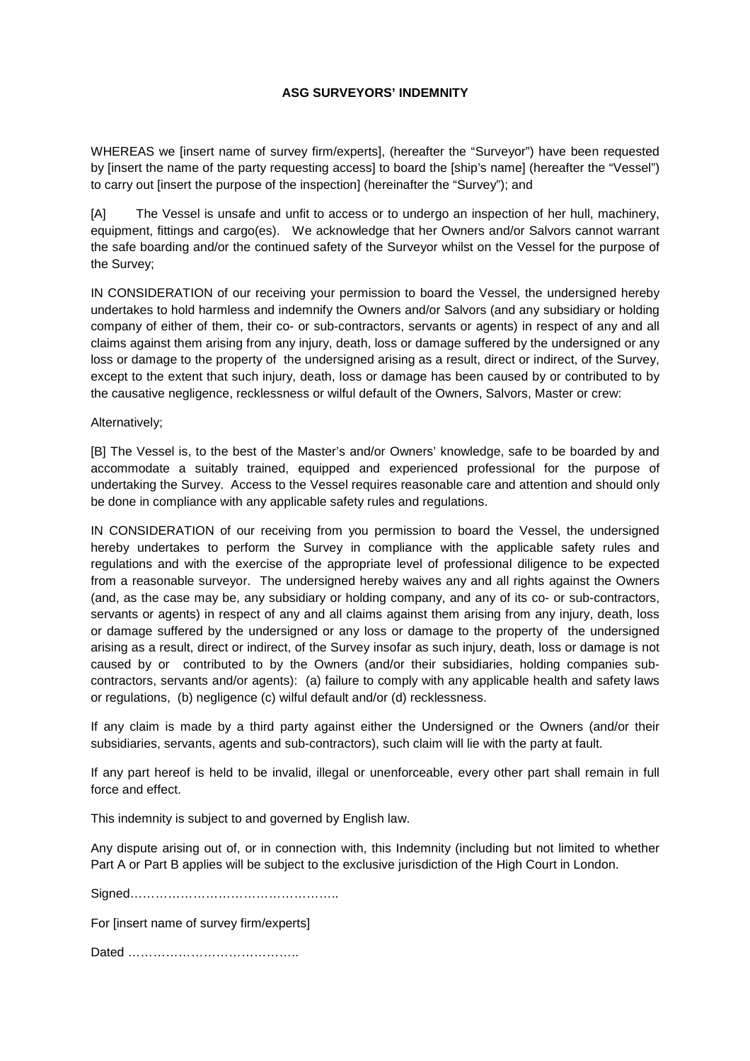**ASG SURVEYORS' INDEMNITY**

WHEREAS we [insert name of survey firm/experts], (hereafter the "Surveyor") have been requested by [insert the name of the party requesting access] to board the [ship's name] (hereafter the "Vessel") to carry out [insert the purpose of the inspection] (hereinafter the "Survey"); and

[A] The Vessel is unsafe and unfit to access or to undergo an inspection of her hull, machinery, equipment, fittings and cargo(es). We acknowledge that her Owners and/or Salvors cannot warrant the safe boarding and/or the continued safety of the Surveyor whilst on the Vessel for the purpose of the Survey;

IN CONSIDERATION of our receiving your permission to board the Vessel, the undersigned hereby undertakes to hold harmless and indemnify the Owners and/or Salvors (and any subsidiary or holding company of either of them, their co- or sub-contractors, servants or agents) in respect of any and all claims against them arising from any injury, death, loss or damage suffered by the undersigned or any loss or damage to the property of the undersigned arising as a result, direct or indirect, of the Survey, except to the extent that such injury, death, loss or damage has been caused by or contributed to by the causative negligence, recklessness or wilful default of the Owners, Salvors, Master or crew:

Alternatively;

[B] The Vessel is, to the best of the Master's and/or Owners' knowledge, safe to be boarded by and accommodate a suitably trained, equipped and experienced professional for the purpose of undertaking the Survey. Access to the Vessel requires reasonable care and attention and should only be done in compliance with any applicable safety rules and regulations.

IN CONSIDERATION of our receiving from you permission to board the Vessel, the undersigned hereby undertakes to perform the Survey in compliance with the applicable safety rules and regulations and with the exercise of the appropriate level of professional diligence to be expected from a reasonable surveyor. The undersigned hereby waives any and all rights against the Owners (and, as the case may be, any subsidiary or holding company, and any of its co- or sub-contractors, servants or agents) in respect of any and all claims against them arising from any injury, death, loss or damage suffered by the undersigned or any loss or damage to the property of the undersigned arising as a result, direct or indirect, of the Survey insofar as such injury, death, loss or damage is not caused by or contributed to by the Owners (and/or their subsidiaries, holding companies sub-contractors, servants and/or agents): (a) failure to comply with any applicable health and safety laws or regulations, (b) negligence (c) wilful default and/or (d) recklessness.

If any claim is made by a third party against either the Undersigned or the Owners (and/or their subsidiaries, servants, agents and sub-contractors), such claim will lie with the party at fault.

If any part hereof is held to be invalid, illegal or unenforceable, every other part shall remain in full force and effect.

This indemnity is subject to and governed by English law.

Any dispute arising out of, or in connection with, this Indemnity (including but not limited to whether Part A or Part B applies will be subject to the exclusive jurisdiction of the High Court in London.

Signed…………………………………………..

For [insert name of survey firm/experts]

Dated …………………………………..